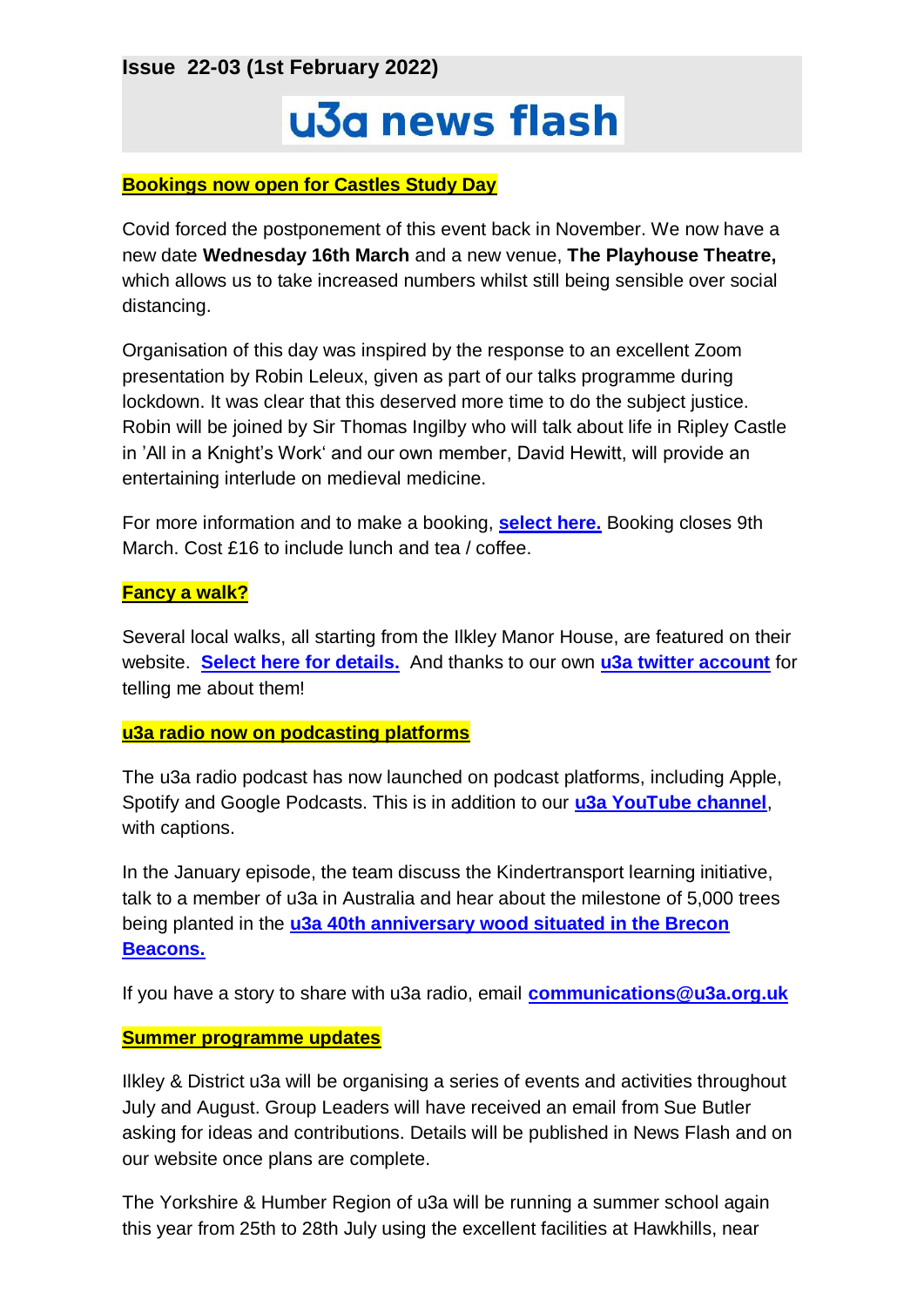**Issue 22-03 (1st February 2022)**

# u3a news flash

**Bookings now open for Castles Study Day**

Covid forced the postponement of this event back in November. We now have a new date **Wednesday 16th March** and a new venue, **The Playhouse Theatre,** which allows us to take increased numbers whilst still being sensible over social distancing.

Organisation of this day was inspired by the response to an excellent Zoom presentation by Robin Leleux, given as part of our talks programme during lockdown. It was clear that this deserved more time to do the subject justice. Robin will be joined by Sir Thomas Ingilby who will talk about life in Ripley Castle in 'All in a Knight's Work' and our own member, David Hewitt, will provide an entertaining interlude on medieval medicine.

For more information and to make a booking, **select here.** Booking closes 9th March. Cost £16 to include lunch and tea / coffee.

**Fancy a walk?**

Several local walks, all starting from the Ilkley Manor House, are featured on their website. **Select here for details.** And thanks to our own **u3a twitter account** for telling me about them!

**u3a radio now on podcasting platforms**

The u3a radio podcast has now launched on podcast platforms, including Apple, Spotify and Google Podcasts. This is in addition to our **u3a YouTube channel**, with captions.

In the January episode, the team discuss the Kindertransport learning initiative, talk to a member of u3a in Australia and hear about the milestone of 5,000 trees being planted in the **u3a 40th anniversary wood situated in the Brecon Beacons.**

If you have a story to share with u3a radio, email **communications@u3a.org.uk**

**Summer programme updates**

Ilkley & District u3a will be organising a series of events and activities throughout July and August. Group Leaders will have received an email from Sue Butler asking for ideas and contributions. Details will be published in News Flash and on our website once plans are complete.

The Yorkshire & Humber Region of u3a will be running a summer school again this year from 25th to 28th July using the excellent facilities at Hawkhills, near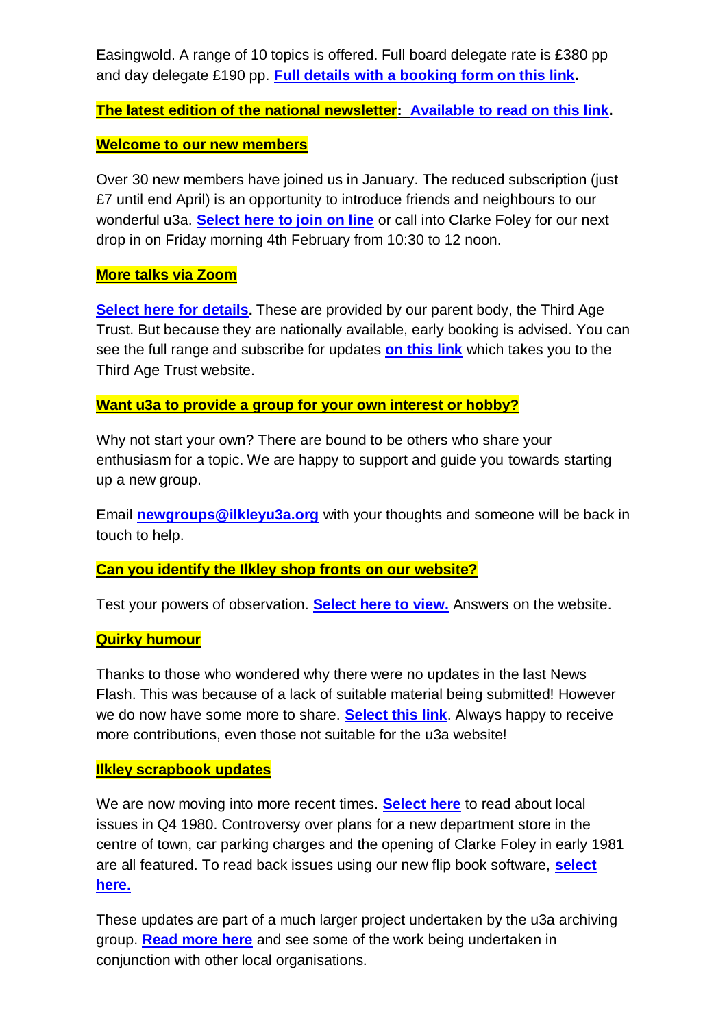Easingwold. A range of 10 topics is offered. Full board delegate rate is £380 pp and day delegate £190 pp. **Full details with a booking form on this link.**

**The latest edition of the national newsletter: Available to read on this link.**

**Welcome to our new members**

Over 30 new members have joined us in January. The reduced subscription (just £7 until end April) is an opportunity to introduce friends and neighbours to our wonderful u3a. **Select here to join on line** or call into Clarke Foley for our next drop in on Friday morning 4th February from 10:30 to 12 noon.

**More talks via Zoom**

**Select here for details.** These are provided by our parent body, the Third Age Trust. But because they are nationally available, early booking is advised. You can see the full range and subscribe for updates **on this link** which takes you to the Third Age Trust website.

**Want u3a to provide a group for your own interest or hobby?**

Why not start your own? There are bound to be others who share your enthusiasm for a topic. We are happy to support and guide you towards starting up a new group.

Email **newgroups@ilkleyu3a.org** with your thoughts and someone will be back in touch to help.

**Can you identify the Ilkley shop fronts on our website?**

Test your powers of observation. **Select here to view.** Answers on the website.

**Quirky humour**

Thanks to those who wondered why there were no updates in the last News Flash. This was because of a lack of suitable material being submitted! However we do now have some more to share. **Select this link**. Always happy to receive more contributions, even those not suitable for the u3a website!

**Ilkley scrapbook updates**

We are now moving into more recent times. **Select here** to read about local issues in Q4 1980. Controversy over plans for a new department store in the centre of town, car parking charges and the opening of Clarke Foley in early 1981 are all featured. To read back issues using our new flip book software, **select here.**

These updates are part of a much larger project undertaken by the u3a archiving group. **Read more here** and see some of the work being undertaken in conjunction with other local organisations.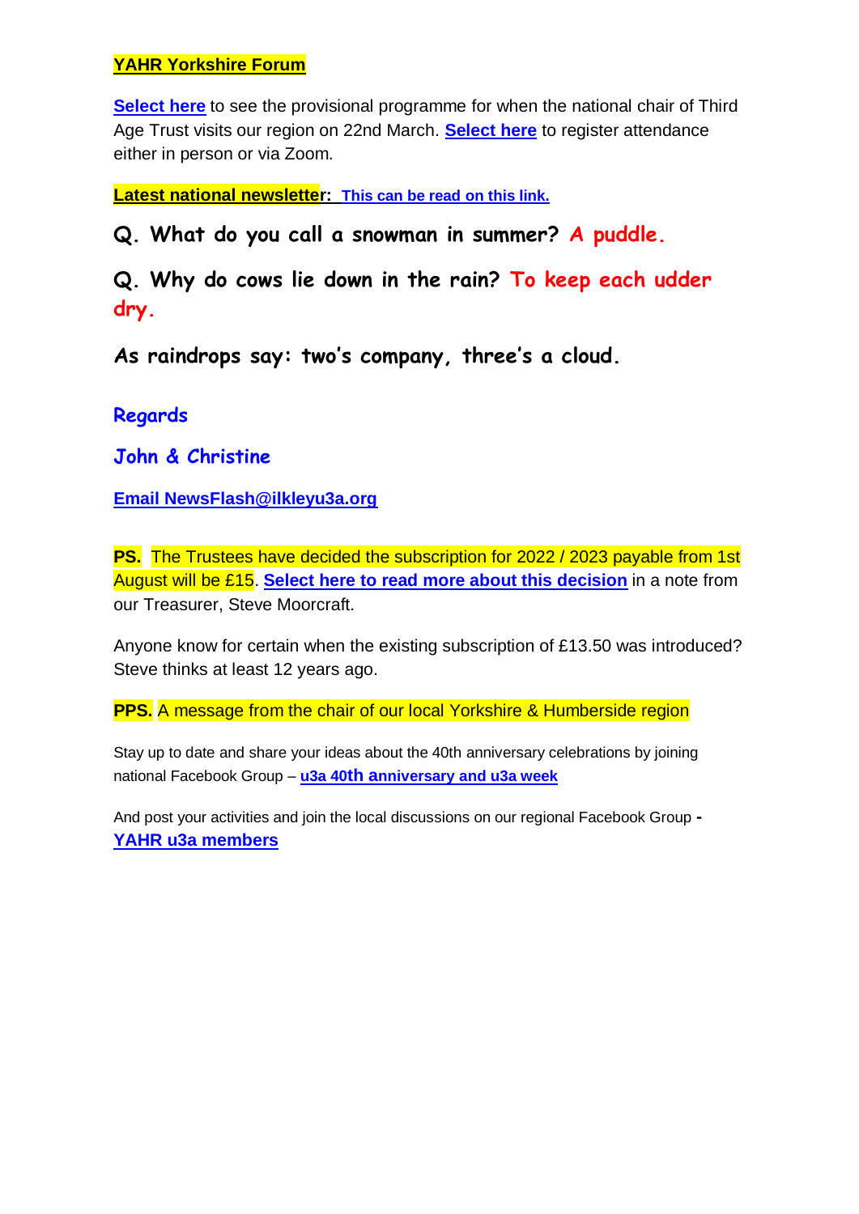**YAHR Yorkshire Forum**

**Select here** to see the provisional programme for when the national chair of Third Age Trust visits our region on 22nd March. **Select here** to register attendance either in person or via Zoom.

**Latest national newsletter: This can be read on this link.**

**Q. What do you call a snowman in summer? A puddle.**

**Q. Why do cows lie down in the rain? To keep each udder dry.**

**As raindrops say: two's company, three's a cloud.**

**Regards**

**John & Christine**

**Email NewsFlash@ilkleyu3a.org**

**PS.** The Trustees have decided the subscription for 2022 / 2023 payable from 1st August will be £15. **Select here to read more about this decision** in a note from our Treasurer, Steve Moorcraft.

Anyone know for certain when the existing subscription of £13.50 was introduced? Steve thinks at least 12 years ago.

**PPS.** A message from the chair of our local Yorkshire & Humberside region

Stay up to date and share your ideas about the 40th anniversary celebrations by joining national Facebook Group – **u3a 40th anniversary and u3a week**

And post your activities and join the local discussions on our regional Facebook Group **- YAHR u3a members**